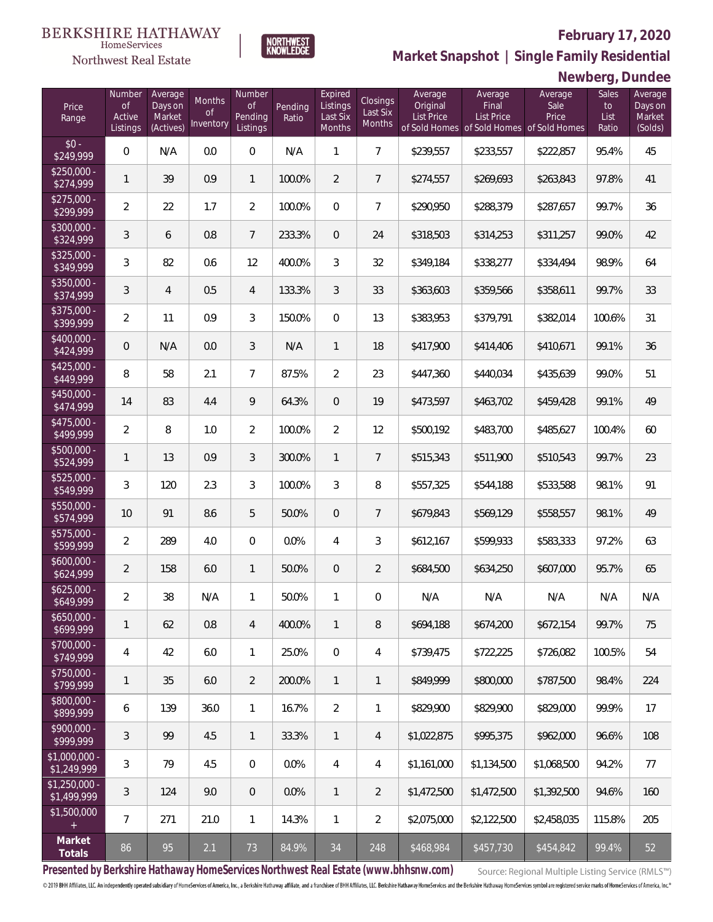BERKSHIRE HATHAWAY HomeServices Northwest Real Estate

NORTHWEST KNOWLEDGE

**February 17, 2020**

## Market Snapshot | Single Family Residential

## Newberg, Dundee

| Price Range | Number of Active Listings | Average Days on Market (Actives) | Months of Inventory | Number of Pending Listings | Pending Ratio | Expired Listings Last Six Months | Closings Last Six Months | Average Original List Price of Sold Homes | Average Final List Price of Sold Homes | Average Sale Price of Sold Homes | Sales to List Ratio | Average Days on Market (Solds) |
|---|---|---|---|---|---|---|---|---|---|---|---|---|
| $0 - $249,999 | 0 | N/A | 0.0 | 0 | N/A | 1 | 7 | $239,557 | $233,557 | $222,857 | 95.4% | 45 |
| $250,000 - $274,999 | 1 | 39 | 0.9 | 1 | 100.0% | 2 | 7 | $274,557 | $269,693 | $263,843 | 97.8% | 41 |
| $275,000 - $299,999 | 2 | 22 | 1.7 | 2 | 100.0% | 0 | 7 | $290,950 | $288,379 | $287,657 | 99.7% | 36 |
| $300,000 - $324,999 | 3 | 6 | 0.8 | 7 | 233.3% | 0 | 24 | $318,503 | $314,253 | $311,257 | 99.0% | 42 |
| $325,000 - $349,999 | 3 | 82 | 0.6 | 12 | 400.0% | 3 | 32 | $349,184 | $338,277 | $334,494 | 98.9% | 64 |
| $350,000 - $374,999 | 3 | 4 | 0.5 | 4 | 133.3% | 3 | 33 | $363,603 | $359,566 | $358,611 | 99.7% | 33 |
| $375,000 - $399,999 | 2 | 11 | 0.9 | 3 | 150.0% | 0 | 13 | $383,953 | $379,791 | $382,014 | 100.6% | 31 |
| $400,000 - $424,999 | 0 | N/A | 0.0 | 3 | N/A | 1 | 18 | $417,900 | $414,406 | $410,671 | 99.1% | 36 |
| $425,000 - $449,999 | 8 | 58 | 2.1 | 7 | 87.5% | 2 | 23 | $447,360 | $440,034 | $435,639 | 99.0% | 51 |
| $450,000 - $474,999 | 14 | 83 | 4.4 | 9 | 64.3% | 0 | 19 | $473,597 | $463,702 | $459,428 | 99.1% | 49 |
| $475,000 - $499,999 | 2 | 8 | 1.0 | 2 | 100.0% | 2 | 12 | $500,192 | $483,700 | $485,627 | 100.4% | 60 |
| $500,000 - $524,999 | 1 | 13 | 0.9 | 3 | 300.0% | 1 | 7 | $515,343 | $511,900 | $510,543 | 99.7% | 23 |
| $525,000 - $549,999 | 3 | 120 | 2.3 | 3 | 100.0% | 3 | 8 | $557,325 | $544,188 | $533,588 | 98.1% | 91 |
| $550,000 - $574,999 | 10 | 91 | 8.6 | 5 | 50.0% | 0 | 7 | $679,843 | $569,129 | $558,557 | 98.1% | 49 |
| $575,000 - $599,999 | 2 | 289 | 4.0 | 0 | 0.0% | 4 | 3 | $612,167 | $599,933 | $583,333 | 97.2% | 63 |
| $600,000 - $624,999 | 2 | 158 | 6.0 | 1 | 50.0% | 0 | 2 | $684,500 | $634,250 | $607,000 | 95.7% | 65 |
| $625,000 - $649,999 | 2 | 38 | N/A | 1 | 50.0% | 1 | 0 | N/A | N/A | N/A | N/A | N/A |
| $650,000 - $699,999 | 1 | 62 | 0.8 | 4 | 400.0% | 1 | 8 | $694,188 | $674,200 | $672,154 | 99.7% | 75 |
| $700,000 - $749,999 | 4 | 42 | 6.0 | 1 | 25.0% | 0 | 4 | $739,475 | $722,225 | $726,082 | 100.5% | 54 |
| $750,000 - $799,999 | 1 | 35 | 6.0 | 2 | 200.0% | 1 | 1 | $849,999 | $800,000 | $787,500 | 98.4% | 224 |
| $800,000 - $899,999 | 6 | 139 | 36.0 | 1 | 16.7% | 2 | 1 | $829,900 | $829,900 | $829,000 | 99.9% | 17 |
| $900,000 - $999,999 | 3 | 99 | 4.5 | 1 | 33.3% | 1 | 4 | $1,022,875 | $995,375 | $962,000 | 96.6% | 108 |
| $1,000,000 - $1,249,999 | 3 | 79 | 4.5 | 0 | 0.0% | 4 | 4 | $1,161,000 | $1,134,500 | $1,068,500 | 94.2% | 77 |
| $1,250,000 - $1,499,999 | 3 | 124 | 9.0 | 0 | 0.0% | 1 | 2 | $1,472,500 | $1,472,500 | $1,392,500 | 94.6% | 160 |
| $1,500,000 + | 7 | 271 | 21.0 | 1 | 14.3% | 1 | 2 | $2,075,000 | $2,122,500 | $2,458,035 | 115.8% | 205 |
| **Market Totals** | 86 | 95 | 2.1 | 73 | 84.9% | 34 | 248 | $468,984 | $457,730 | $454,842 | 99.4% | 52 |

**Presented by Berkshire Hathaway HomeServices Northwest Real Estate (www.bhhsnw.com)**

Source: Regional Multiple Listing Service (RMLS™)

© 2019 BHH Affiliates, LLC. An independently operated subsidiary of HomeServices of America, Inc., a Berkshire Hathaway affiliate, and a franchisee of BHH Affiliates, LLC. Berkshire Hathaway HomeServices and the Berkshire Hathaway HomeServices symbol are registered service marks of HomeServices of America, Inc.®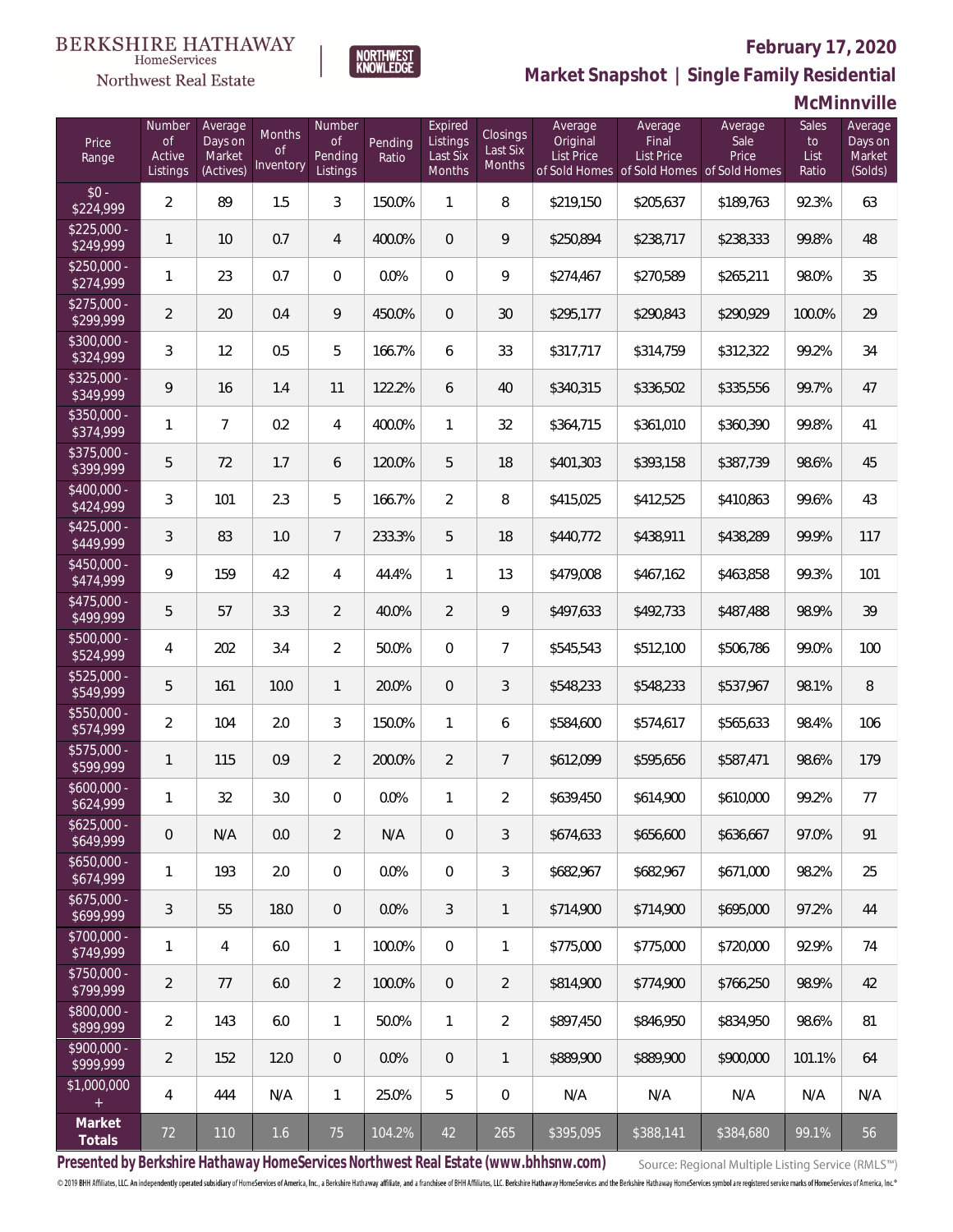BERKSHIRE HATHAWAY HomeServices Northwest Real Estate

NORTHWEST KNOWLEDGE

## February 17, 2020
## Market Snapshot | Single Family Residential
## McMinnville

| Price Range | Number of Active Listings | Average Days on Market (Actives) | Months of Inventory | Number of Pending Listings | Pending Ratio | Expired Listings Last Six Months | Closings Last Six Months | Average Original List Price of Sold Homes | Average Final List Price of Sold Homes | Average Sale Price of Sold Homes | Sales to List Ratio | Average Days on Market (Solds) |
|---|---|---|---|---|---|---|---|---|---|---|---|---|
| $0 - $224,999 | 2 | 89 | 1.5 | 3 | 150.0% | 1 | 8 | $219,150 | $205,637 | $189,763 | 92.3% | 63 |
| $225,000 - $249,999 | 1 | 10 | 0.7 | 4 | 400.0% | 0 | 9 | $250,894 | $238,717 | $238,333 | 99.8% | 48 |
| $250,000 - $274,999 | 1 | 23 | 0.7 | 0 | 0.0% | 0 | 9 | $274,467 | $270,589 | $265,211 | 98.0% | 35 |
| $275,000 - $299,999 | 2 | 20 | 0.4 | 9 | 450.0% | 0 | 30 | $295,177 | $290,843 | $290,929 | 100.0% | 29 |
| $300,000 - $324,999 | 3 | 12 | 0.5 | 5 | 166.7% | 6 | 33 | $317,717 | $314,759 | $312,322 | 99.2% | 34 |
| $325,000 - $349,999 | 9 | 16 | 1.4 | 11 | 122.2% | 6 | 40 | $340,315 | $336,502 | $335,556 | 99.7% | 47 |
| $350,000 - $374,999 | 1 | 7 | 0.2 | 4 | 400.0% | 1 | 32 | $364,715 | $361,010 | $360,390 | 99.8% | 41 |
| $375,000 - $399,999 | 5 | 72 | 1.7 | 6 | 120.0% | 5 | 18 | $401,303 | $393,158 | $387,739 | 98.6% | 45 |
| $400,000 - $424,999 | 3 | 101 | 2.3 | 5 | 166.7% | 2 | 8 | $415,025 | $412,525 | $410,863 | 99.6% | 43 |
| $425,000 - $449,999 | 3 | 83 | 1.0 | 7 | 233.3% | 5 | 18 | $440,772 | $438,911 | $438,289 | 99.9% | 117 |
| $450,000 - $474,999 | 9 | 159 | 4.2 | 4 | 44.4% | 1 | 13 | $479,008 | $467,162 | $463,858 | 99.3% | 101 |
| $475,000 - $499,999 | 5 | 57 | 3.3 | 2 | 40.0% | 2 | 9 | $497,633 | $492,733 | $487,488 | 98.9% | 39 |
| $500,000 - $524,999 | 4 | 202 | 3.4 | 2 | 50.0% | 0 | 7 | $545,543 | $512,100 | $506,786 | 99.0% | 100 |
| $525,000 - $549,999 | 5 | 161 | 10.0 | 1 | 20.0% | 0 | 3 | $548,233 | $548,233 | $537,967 | 98.1% | 8 |
| $550,000 - $574,999 | 2 | 104 | 2.0 | 3 | 150.0% | 1 | 6 | $584,600 | $574,617 | $565,633 | 98.4% | 106 |
| $575,000 - $599,999 | 1 | 115 | 0.9 | 2 | 200.0% | 2 | 7 | $612,099 | $595,656 | $587,471 | 98.6% | 179 |
| $600,000 - $624,999 | 1 | 32 | 3.0 | 0 | 0.0% | 1 | 2 | $639,450 | $614,900 | $610,000 | 99.2% | 77 |
| $625,000 - $649,999 | 0 | N/A | 0.0 | 2 | N/A | 0 | 3 | $674,633 | $656,600 | $636,667 | 97.0% | 91 |
| $650,000 - $674,999 | 1 | 193 | 2.0 | 0 | 0.0% | 0 | 3 | $682,967 | $682,967 | $671,000 | 98.2% | 25 |
| $675,000 - $699,999 | 3 | 55 | 18.0 | 0 | 0.0% | 3 | 1 | $714,900 | $714,900 | $695,000 | 97.2% | 44 |
| $700,000 - $749,999 | 1 | 4 | 6.0 | 1 | 100.0% | 0 | 1 | $775,000 | $775,000 | $720,000 | 92.9% | 74 |
| $750,000 - $799,999 | 2 | 77 | 6.0 | 2 | 100.0% | 0 | 2 | $814,900 | $774,900 | $766,250 | 98.9% | 42 |
| $800,000 - $899,999 | 2 | 143 | 6.0 | 1 | 50.0% | 1 | 2 | $897,450 | $846,950 | $834,950 | 98.6% | 81 |
| $900,000 - $999,999 | 2 | 152 | 12.0 | 0 | 0.0% | 0 | 1 | $889,900 | $889,900 | $900,000 | 101.1% | 64 |
| $1,000,000 + | 4 | 444 | N/A | 1 | 25.0% | 5 | 0 | N/A | N/A | N/A | N/A | N/A |
| **Market Totals** | 72 | 110 | 1.6 | 75 | 104.2% | 42 | 265 | $395,095 | $388,141 | $384,680 | 99.1% | 56 |

**Presented by Berkshire Hathaway HomeServices Northwest Real Estate (www.bhhsnw.com)**

Source: Regional Multiple Listing Service (RMLS™)

© 2019 BHH Affiliates, LLC. An independently operated subsidiary of HomeServices of America, Inc., a Berkshire Hathaway affiliate, and a franchisee of BHH Affiliates, LLC. Berkshire Hathaway HomeServices and the Berkshire Hathaway HomeServices symbol are registered service marks of HomeServices of America, Inc.®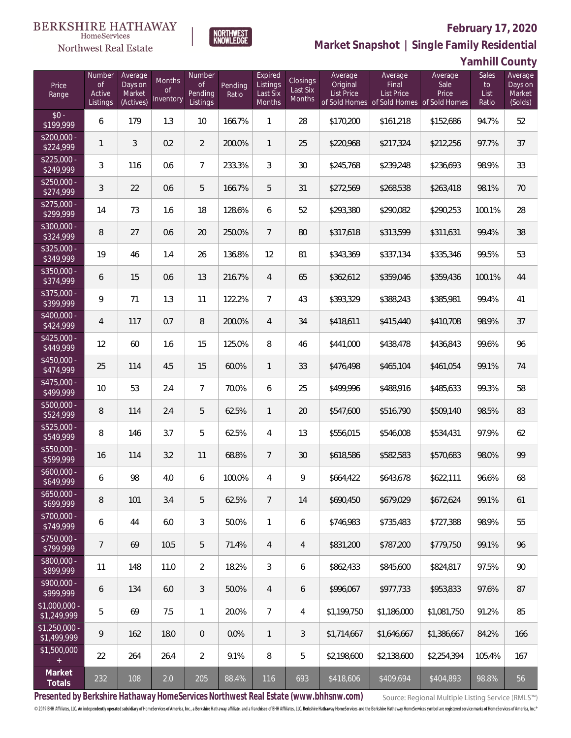BERKSHIRE HATHAWAY HomeServices Northwest Real Estate

NORTHWEST KNOWLEDGE

## February 17, 2020

## Market Snapshot | Single Family Residential

## Yamhill County

| Price Range | Number of Active Listings | Average Days on Market (Actives) | Months of Inventory | Number of Pending Listings | Pending Ratio | Expired Listings Last Six Months | Closings Last Six Months | Average Original List Price of Sold Homes | Average Final List Price of Sold Homes | Average Sale Price of Sold Homes | Sales to List Ratio | Average Days on Market (Solds) |
|---|---|---|---|---|---|---|---|---|---|---|---|---|
| $0 - $199,999 | 6 | 179 | 1.3 | 10 | 166.7% | 1 | 28 | $170,200 | $161,218 | $152,686 | 94.7% | 52 |
| $200,000 - $224,999 | 1 | 3 | 0.2 | 2 | 200.0% | 1 | 25 | $220,968 | $217,324 | $212,256 | 97.7% | 37 |
| $225,000 - $249,999 | 3 | 116 | 0.6 | 7 | 233.3% | 3 | 30 | $245,768 | $239,248 | $236,693 | 98.9% | 33 |
| $250,000 - $274,999 | 3 | 22 | 0.6 | 5 | 166.7% | 5 | 31 | $272,569 | $268,538 | $263,418 | 98.1% | 70 |
| $275,000 - $299,999 | 14 | 73 | 1.6 | 18 | 128.6% | 6 | 52 | $293,380 | $290,082 | $290,253 | 100.1% | 28 |
| $300,000 - $324,999 | 8 | 27 | 0.6 | 20 | 250.0% | 7 | 80 | $317,618 | $313,599 | $311,631 | 99.4% | 38 |
| $325,000 - $349,999 | 19 | 46 | 1.4 | 26 | 136.8% | 12 | 81 | $343,369 | $337,134 | $335,346 | 99.5% | 53 |
| $350,000 - $374,999 | 6 | 15 | 0.6 | 13 | 216.7% | 4 | 65 | $362,612 | $359,046 | $359,436 | 100.1% | 44 |
| $375,000 - $399,999 | 9 | 71 | 1.3 | 11 | 122.2% | 7 | 43 | $393,329 | $388,243 | $385,981 | 99.4% | 41 |
| $400,000 - $424,999 | 4 | 117 | 0.7 | 8 | 200.0% | 4 | 34 | $418,611 | $415,440 | $410,708 | 98.9% | 37 |
| $425,000 - $449,999 | 12 | 60 | 1.6 | 15 | 125.0% | 8 | 46 | $441,000 | $438,478 | $436,843 | 99.6% | 96 |
| $450,000 - $474,999 | 25 | 114 | 4.5 | 15 | 60.0% | 1 | 33 | $476,498 | $465,104 | $461,054 | 99.1% | 74 |
| $475,000 - $499,999 | 10 | 53 | 2.4 | 7 | 70.0% | 6 | 25 | $499,996 | $488,916 | $485,633 | 99.3% | 58 |
| $500,000 - $524,999 | 8 | 114 | 2.4 | 5 | 62.5% | 1 | 20 | $547,600 | $516,790 | $509,140 | 98.5% | 83 |
| $525,000 - $549,999 | 8 | 146 | 3.7 | 5 | 62.5% | 4 | 13 | $556,015 | $546,008 | $534,431 | 97.9% | 62 |
| $550,000 - $599,999 | 16 | 114 | 3.2 | 11 | 68.8% | 7 | 30 | $618,586 | $582,583 | $570,683 | 98.0% | 99 |
| $600,000 - $649,999 | 6 | 98 | 4.0 | 6 | 100.0% | 4 | 9 | $664,422 | $643,678 | $622,111 | 96.6% | 68 |
| $650,000 - $699,999 | 8 | 101 | 3.4 | 5 | 62.5% | 7 | 14 | $690,450 | $679,029 | $672,624 | 99.1% | 61 |
| $700,000 - $749,999 | 6 | 44 | 6.0 | 3 | 50.0% | 1 | 6 | $746,983 | $735,483 | $727,388 | 98.9% | 55 |
| $750,000 - $799,999 | 7 | 69 | 10.5 | 5 | 71.4% | 4 | 4 | $831,200 | $787,200 | $779,750 | 99.1% | 96 |
| $800,000 - $899,999 | 11 | 148 | 11.0 | 2 | 18.2% | 3 | 6 | $862,433 | $845,600 | $824,817 | 97.5% | 90 |
| $900,000 - $999,999 | 6 | 134 | 6.0 | 3 | 50.0% | 4 | 6 | $996,067 | $977,733 | $953,833 | 97.6% | 87 |
| $1,000,000 - $1,249,999 | 5 | 69 | 7.5 | 1 | 20.0% | 7 | 4 | $1,199,750 | $1,186,000 | $1,081,750 | 91.2% | 85 |
| $1,250,000 - $1,499,999 | 9 | 162 | 18.0 | 0 | 0.0% | 1 | 3 | $1,714,667 | $1,646,667 | $1,386,667 | 84.2% | 166 |
| $1,500,000 + | 22 | 264 | 26.4 | 2 | 9.1% | 8 | 5 | $2,198,600 | $2,138,600 | $2,254,394 | 105.4% | 167 |
| **Market Totals** | 232 | 108 | 2.0 | 205 | 88.4% | 116 | 693 | $418,606 | $409,694 | $404,893 | 98.8% | 56 |

**Presented by Berkshire Hathaway HomeServices Northwest Real Estate (www.bhhsnw.com)**

Source: Regional Multiple Listing Service (RMLS™)

© 2019 BHH Affiliates, LLC. An independently operated subsidiary of HomeServices of America, Inc., a Berkshire Hathaway affiliate, and a franchisee of BHH Affiliates, LLC. Berkshire Hathaway HomeServices and the Berkshire Hathaway HomeServices symbol are registered service marks of HomeServices of America, Inc.®